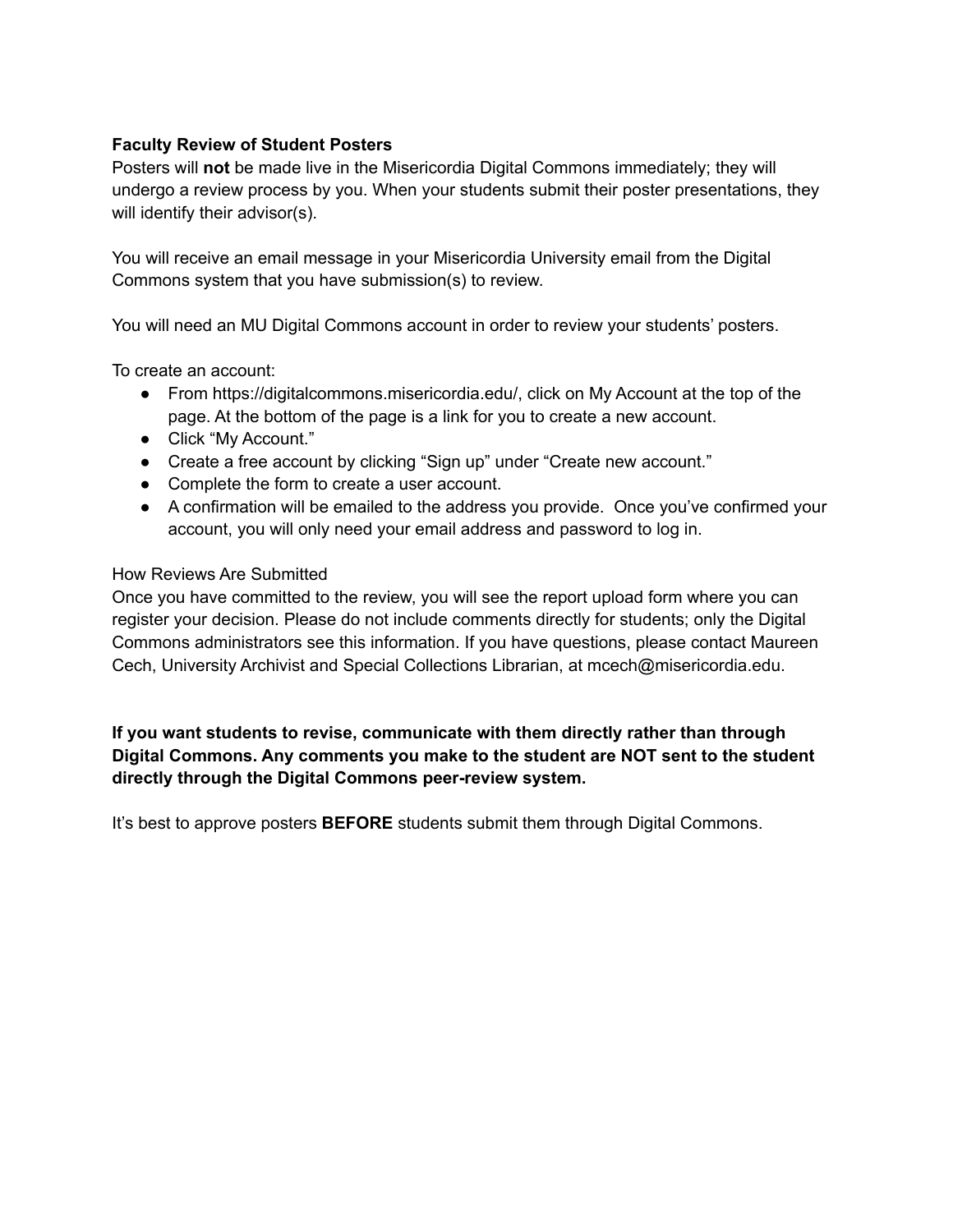**Faculty Review of Student Posters**

Posters will **not** be made live in the Misericordia Digital Commons immediately; they will undergo a review process by you. When your students submit their poster presentations, they will identify their advisor(s).

You will receive an email message in your Misericordia University email from the Digital Commons system that you have submission(s) to review.

You will need an MU Digital Commons account in order to review your students' posters.

To create an account:

- From https://digitalcommons.misericordia.edu/, click on My Account at the top of the page. At the bottom of the page is a link for you to create a new account.
- Click "My Account."
- Create a free account by clicking "Sign up" under "Create new account."
- Complete the form to create a user account.
- A confirmation will be emailed to the address you provide. Once you've confirmed your account, you will only need your email address and password to log in.

How Reviews Are Submitted

Once you have committed to the review, you will see the report upload form where you can register your decision. Please do not include comments directly for students; only the Digital Commons administrators see this information. If you have questions, please contact Maureen Cech, University Archivist and Special Collections Librarian, at mcech@misericordia.edu.

**If you want students to revise, communicate with them directly rather than through Digital Commons. Any comments you make to the student are NOT sent to the student directly through the Digital Commons peer-review system.**

It's best to approve posters **BEFORE** students submit them through Digital Commons.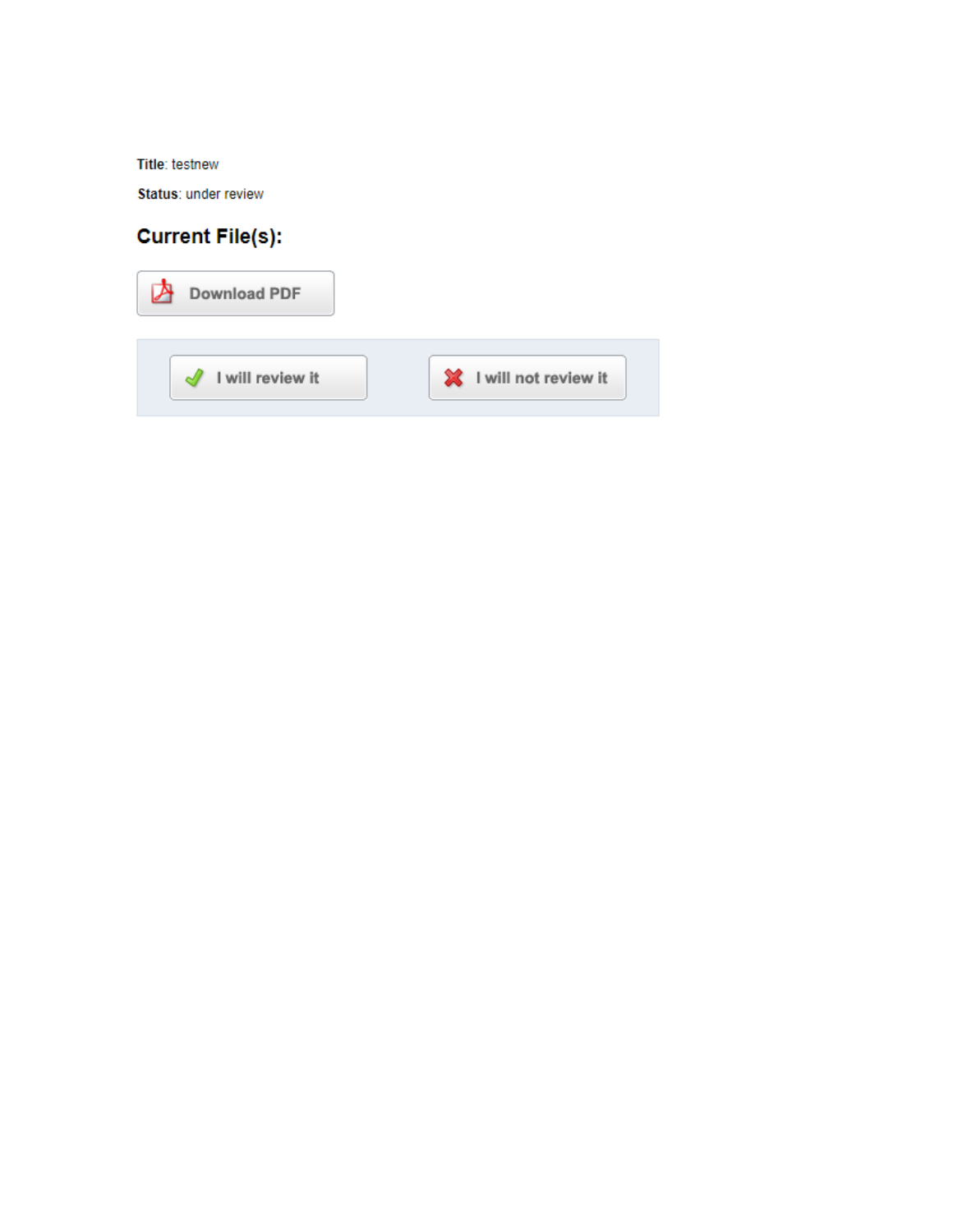**Title**: testnew

**Status**: under review

## Current File(s):

Download PDF

I will review it

I will not review it